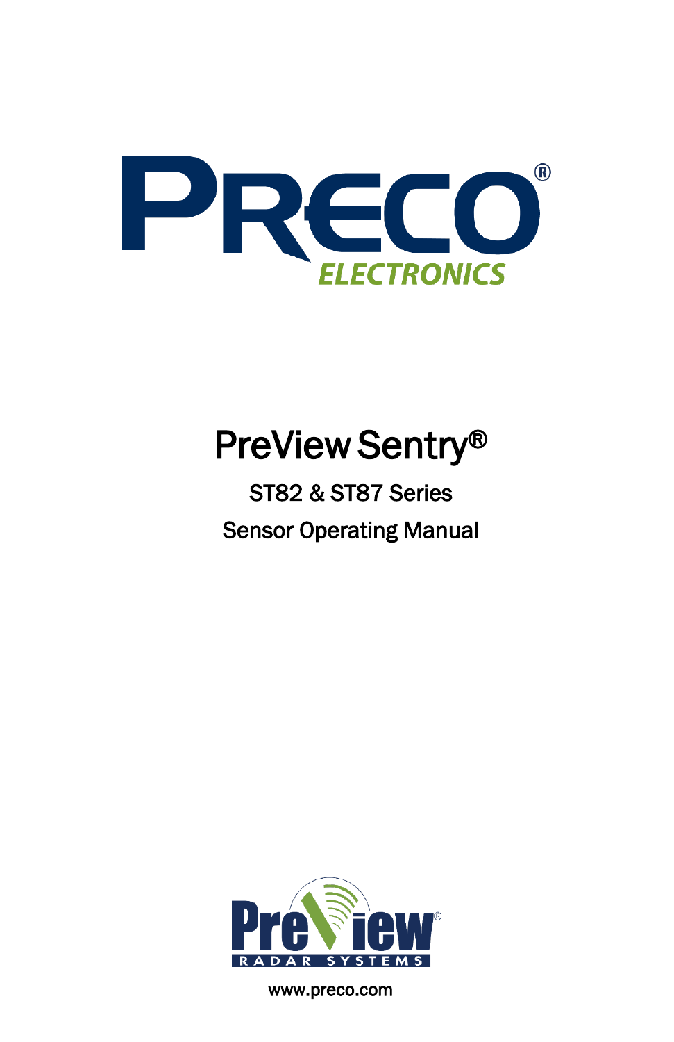PRECO® ELECTRONICS

# PreView Sentry®

## ST82 & ST87 Series

## Sensor Operating Manual

PreView® RADAR SYSTEMS

www.preco.com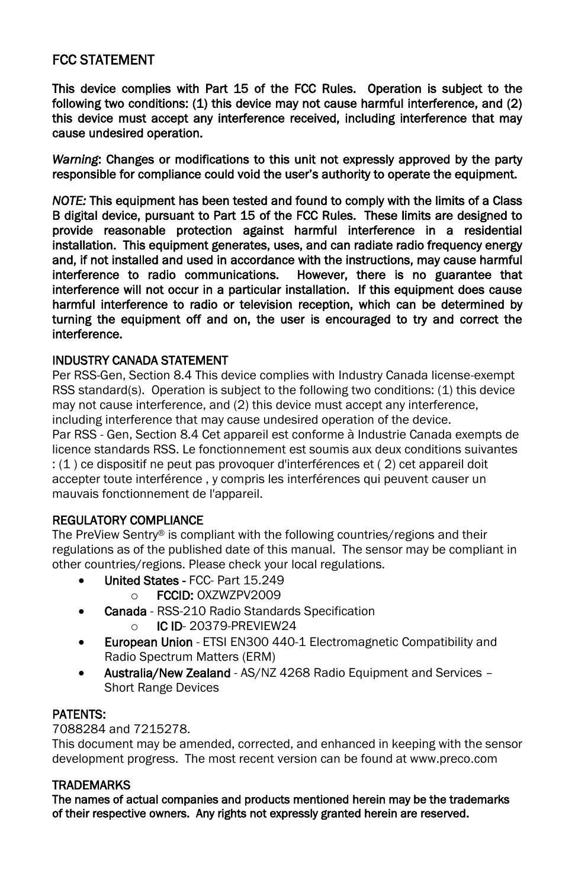## FCC STATEMENT

**This device complies with Part 15 of the FCC Rules. Operation is subject to the following two conditions: (1) this device may not cause harmful interference, and (2) this device must accept any interference received, including interference that may cause undesired operation.**

*Warning*: **Changes or modifications to this unit not expressly approved by the party responsible for compliance could void the user's authority to operate the equipment.**

*NOTE:* **This equipment has been tested and found to comply with the limits of a Class B digital device, pursuant to Part 15 of the FCC Rules. These limits are designed to provide reasonable protection against harmful interference in a residential installation. This equipment generates, uses, and can radiate radio frequency energy and, if not installed and used in accordance with the instructions, may cause harmful interference to radio communications. However, there is no guarantee that interference will not occur in a particular installation. If this equipment does cause harmful interference to radio or television reception, which can be determined by turning the equipment off and on, the user is encouraged to try and correct the interference.**

### INDUSTRY CANADA STATEMENT

Per RSS-Gen, Section 8.4 This device complies with Industry Canada license-exempt RSS standard(s). Operation is subject to the following two conditions: (1) this device may not cause interference, and (2) this device must accept any interference, including interference that may cause undesired operation of the device.
Par RSS - Gen, Section 8.4 Cet appareil est conforme à Industrie Canada exempts de licence standards RSS. Le fonctionnement est soumis aux deux conditions suivantes : (1 ) ce dispositif ne peut pas provoquer d'interférences et ( 2) cet appareil doit accepter toute interférence , y compris les interférences qui peuvent causer un mauvais fonctionnement de l'appareil.

### REGULATORY COMPLIANCE

The PreView Sentry® is compliant with the following countries/regions and their regulations as of the published date of this manual. The sensor may be compliant in other countries/regions. Please check your local regulations.

- **United States -** FCC- Part 15.249
  - **FCCID:** OXZWZPV2009
- **Canada** - RSS-210 Radio Standards Specification
  - **IC ID**- 20379-PREVIEW24
- **European Union** - ETSI EN300 440-1 Electromagnetic Compatibility and Radio Spectrum Matters (ERM)
- **Australia/New Zealand** - AS/NZ 4268 Radio Equipment and Services – Short Range Devices

### PATENTS:

7088284 and 7215278.
This document may be amended, corrected, and enhanced in keeping with the sensor development progress. The most recent version can be found at www.preco.com

### TRADEMARKS

**The names of actual companies and products mentioned herein may be the trademarks of their respective owners. Any rights not expressly granted herein are reserved.**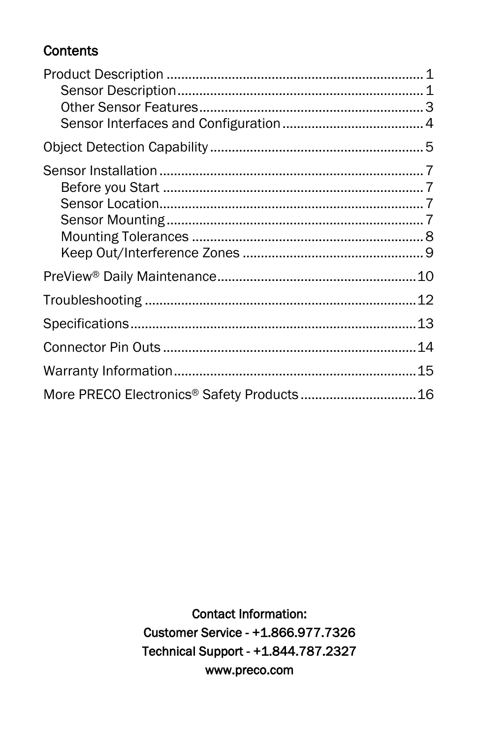## Contents

Product Description ........................................................ 1
- Sensor Description ........................................................ 1
- Other Sensor Features ........................................................ 3
- Sensor Interfaces and Configuration ........................................ 4

Object Detection Capability ........................................................ 5

Sensor Installation ........................................................ 7
- Before you Start ........................................................ 7
- Sensor Location ........................................................ 7
- Sensor Mounting ........................................................ 7
- Mounting Tolerances ........................................................ 8
- Keep Out/Interference Zones ........................................................ 9

PreView® Daily Maintenance ........................................................ 10

Troubleshooting ........................................................ 12

Specifications ........................................................ 13

Connector Pin Outs ........................................................ 14

Warranty Information ........................................................ 15

More PRECO Electronics® Safety Products ........................................ 16

**Contact Information:**

**Customer Service - +1.866.977.7326**

**Technical Support - +1.844.787.2327**

**www.preco.com**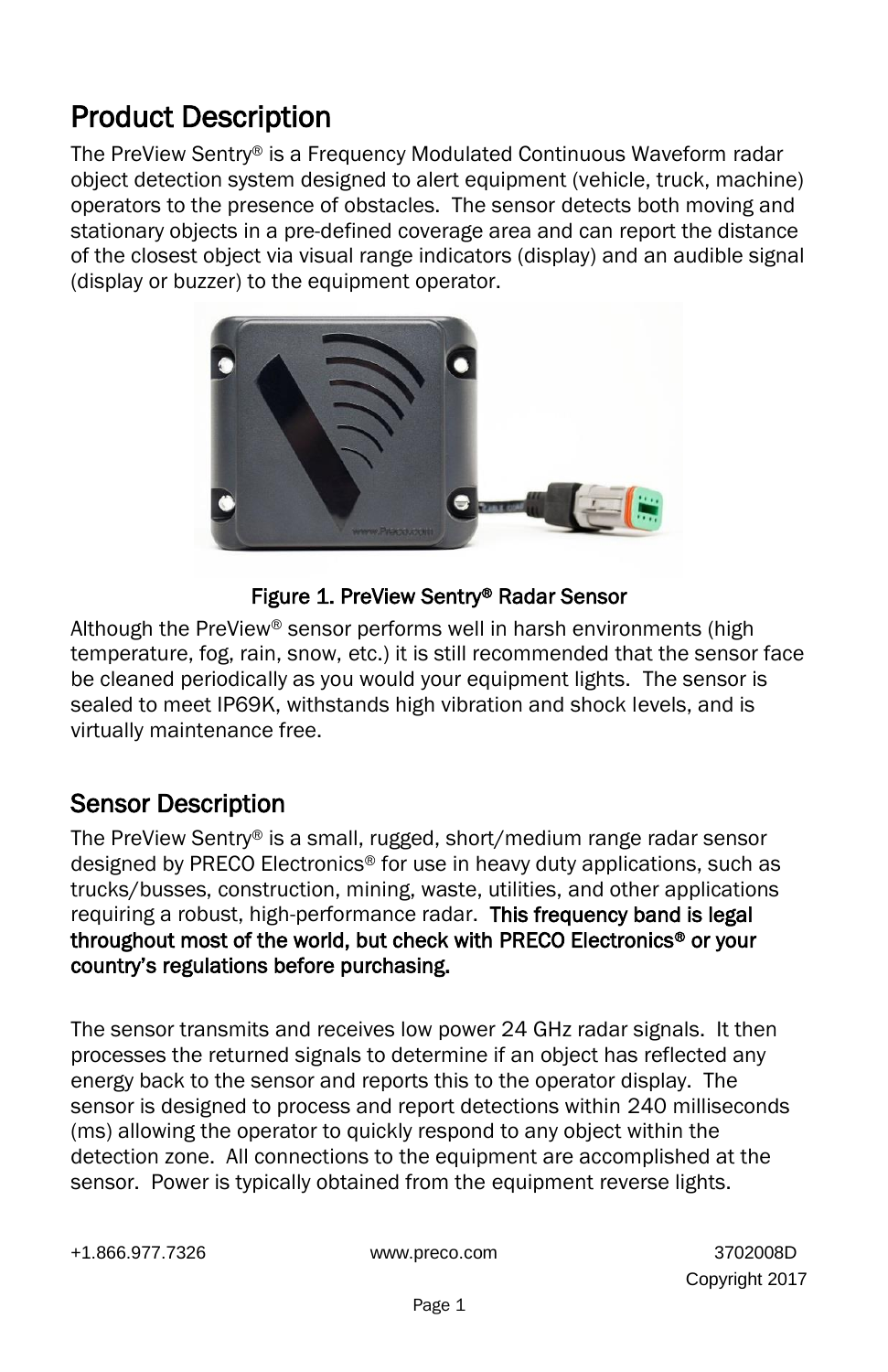# Product Description

The PreView Sentry® is a Frequency Modulated Continuous Waveform radar object detection system designed to alert equipment (vehicle, truck, machine) operators to the presence of obstacles. The sensor detects both moving and stationary objects in a pre-defined coverage area and can report the distance of the closest object via visual range indicators (display) and an audible signal (display or buzzer) to the equipment operator.

**Figure 1. PreView Sentry® Radar Sensor**

Although the PreView® sensor performs well in harsh environments (high temperature, fog, rain, snow, etc.) it is still recommended that the sensor face be cleaned periodically as you would your equipment lights. The sensor is sealed to meet IP69K, withstands high vibration and shock levels, and is virtually maintenance free.

## Sensor Description

The PreView Sentry® is a small, rugged, short/medium range radar sensor designed by PRECO Electronics® for use in heavy duty applications, such as trucks/busses, construction, mining, waste, utilities, and other applications requiring a robust, high-performance radar. **This frequency band is legal throughout most of the world, but check with PRECO Electronics® or your country's regulations before purchasing.**

The sensor transmits and receives low power 24 GHz radar signals. It then processes the returned signals to determine if an object has reflected any energy back to the sensor and reports this to the operator display. The sensor is designed to process and report detections within 240 milliseconds (ms) allowing the operator to quickly respond to any object within the detection zone. All connections to the equipment are accomplished at the sensor. Power is typically obtained from the equipment reverse lights.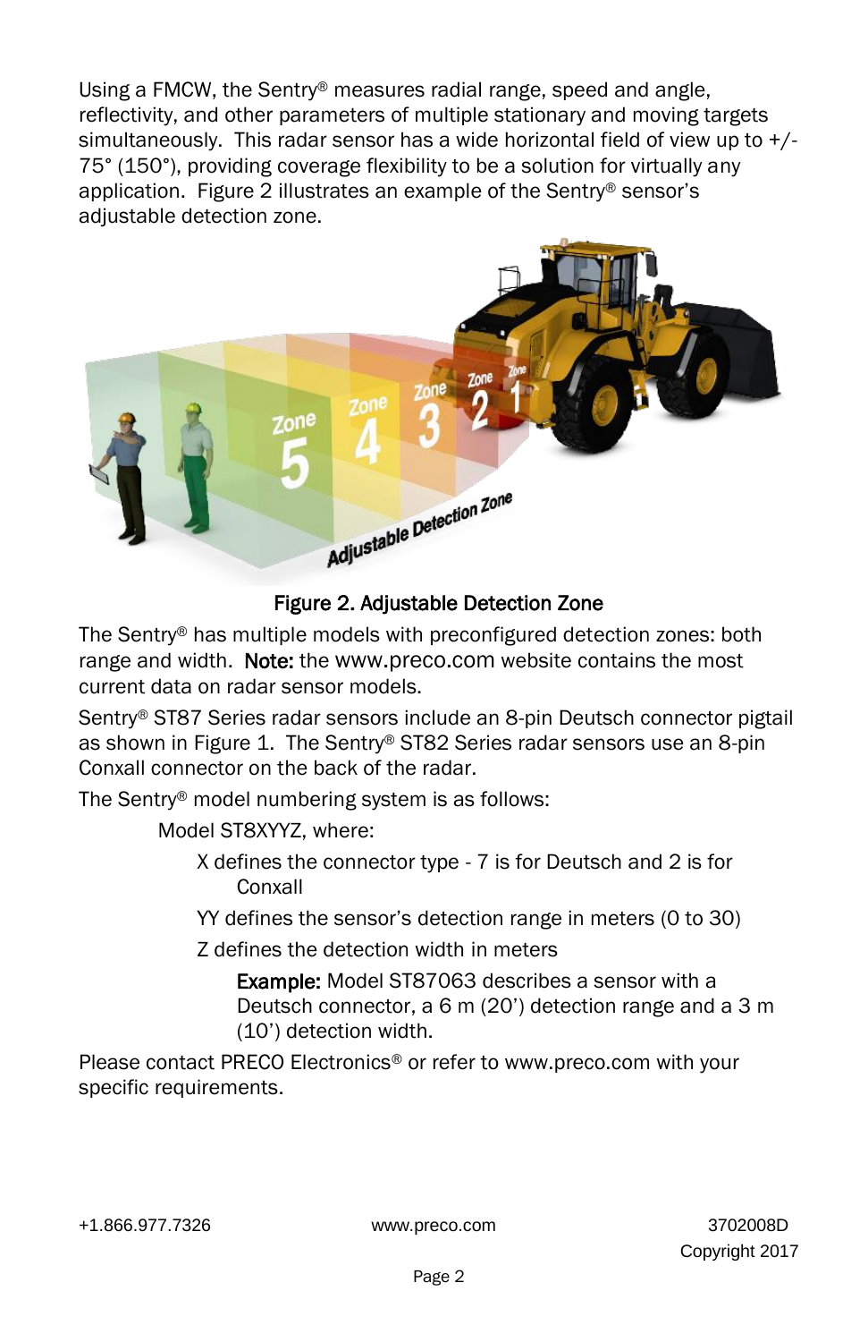Using a FMCW, the Sentry® measures radial range, speed and angle, reflectivity, and other parameters of multiple stationary and moving targets simultaneously. This radar sensor has a wide horizontal field of view up to +/- 75° (150°), providing coverage flexibility to be a solution for virtually any application. Figure 2 illustrates an example of the Sentry® sensor's adjustable detection zone.

Figure 2. Adjustable Detection Zone

The Sentry® has multiple models with preconfigured detection zones: both range and width. **Note:** the www.preco.com website contains the most current data on radar sensor models.

Sentry® ST87 Series radar sensors include an 8-pin Deutsch connector pigtail as shown in Figure 1. The Sentry® ST82 Series radar sensors use an 8-pin Conxall connector on the back of the radar.

The Sentry® model numbering system is as follows:

Model ST8XYYZ, where:

- X defines the connector type - 7 is for Deutsch and 2 is for Conxall
- YY defines the sensor's detection range in meters (0 to 30)
- Z defines the detection width in meters
  - **Example:** Model ST87063 describes a sensor with a Deutsch connector, a 6 m (20') detection range and a 3 m (10') detection width.

Please contact PRECO Electronics® or refer to www.preco.com with your specific requirements.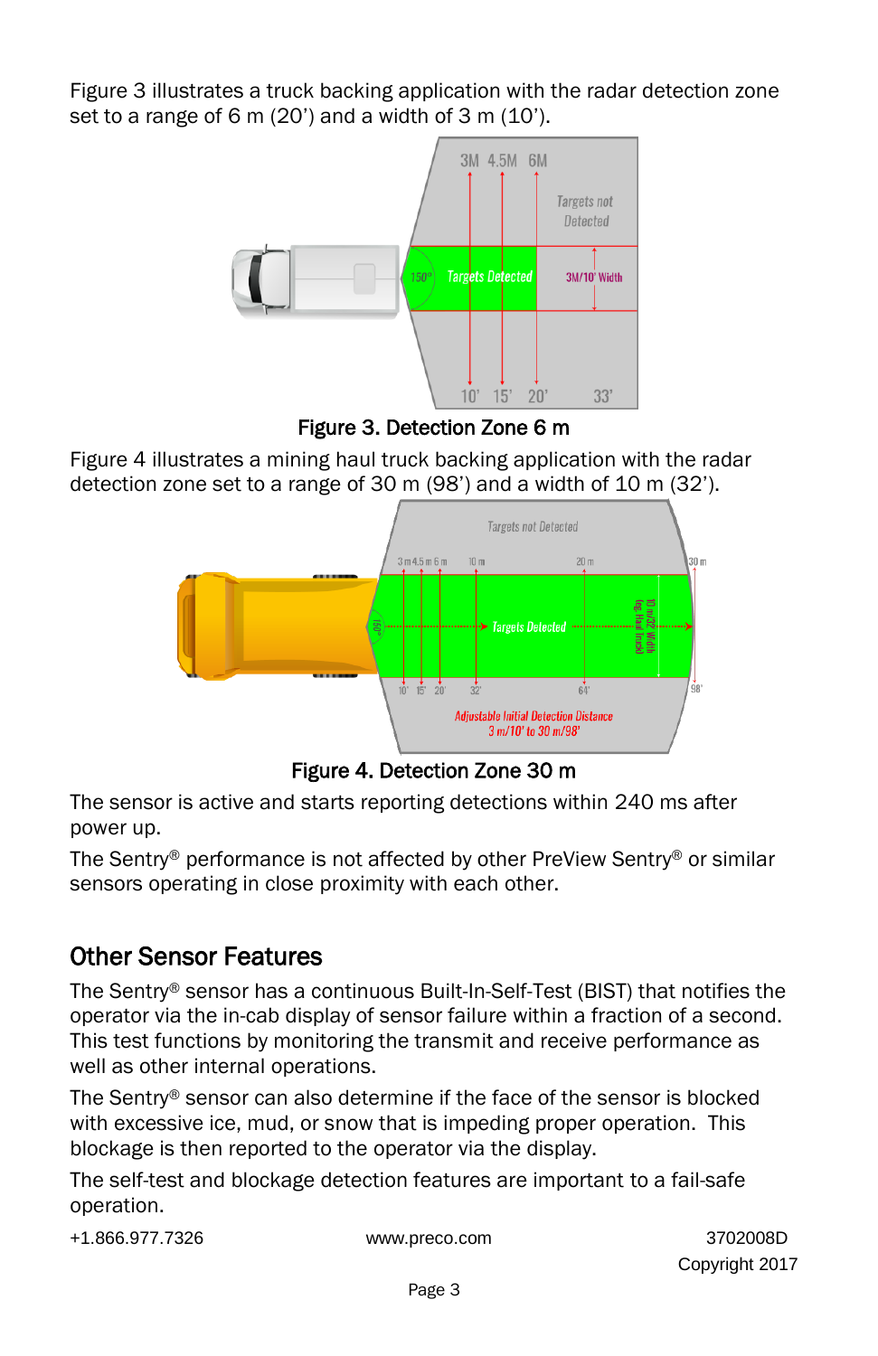Figure 3 illustrates a truck backing application with the radar detection zone set to a range of 6 m (20’) and a width of 3 m (10’).

Figure 3. Detection Zone 6 m

Figure 4 illustrates a mining haul truck backing application with the radar detection zone set to a range of 30 m (98’) and a width of 10 m (32’).

Figure 4. Detection Zone 30 m

The sensor is active and starts reporting detections within 240 ms after power up.

The Sentry® performance is not affected by other PreView Sentry® or similar sensors operating in close proximity with each other.

## Other Sensor Features

The Sentry® sensor has a continuous Built-In-Self-Test (BIST) that notifies the operator via the in-cab display of sensor failure within a fraction of a second. This test functions by monitoring the transmit and receive performance as well as other internal operations.

The Sentry® sensor can also determine if the face of the sensor is blocked with excessive ice, mud, or snow that is impeding proper operation. This blockage is then reported to the operator via the display.

The self-test and blockage detection features are important to a fail-safe operation.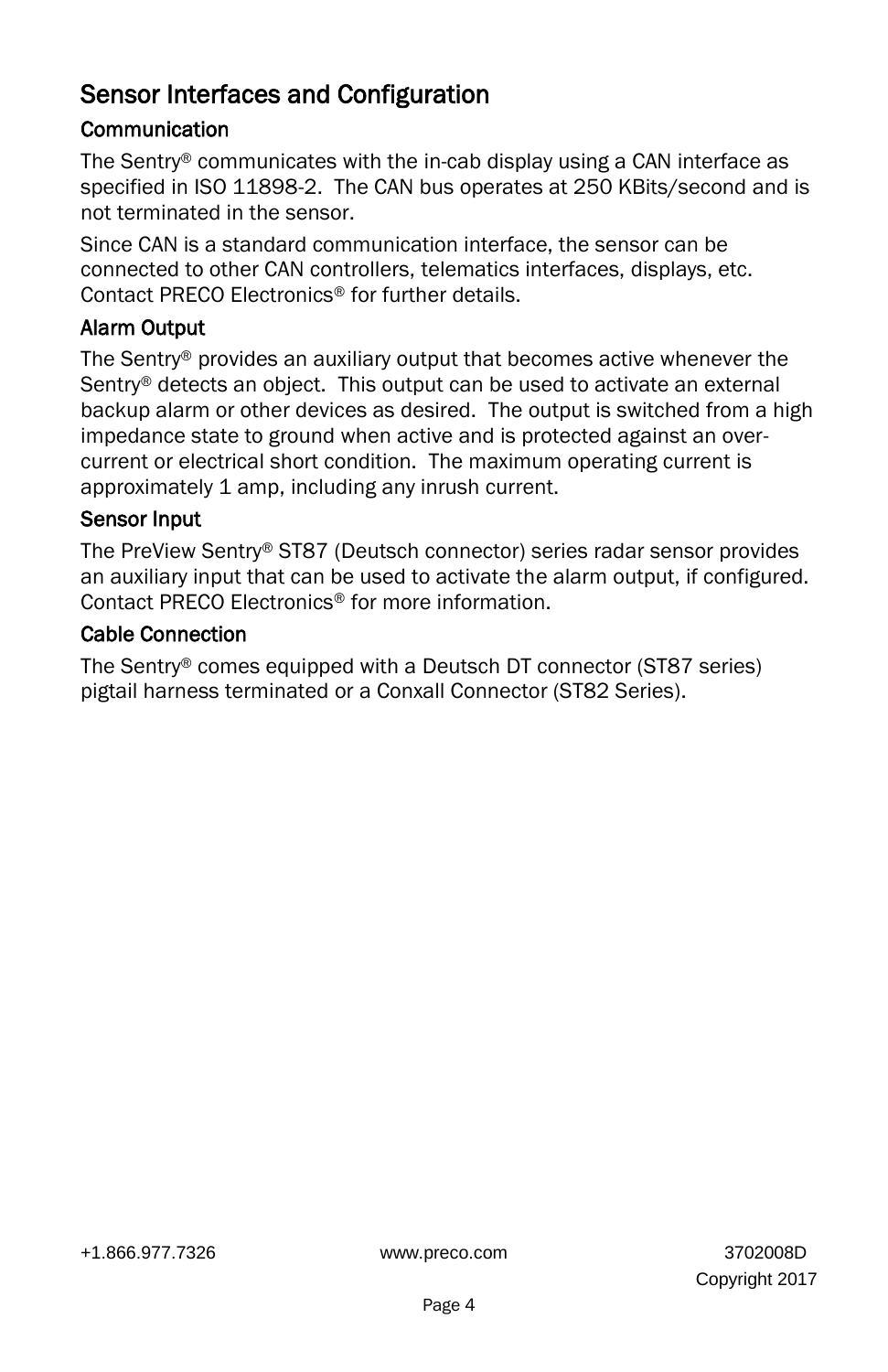## Sensor Interfaces and Configuration

### Communication

The Sentry® communicates with the in-cab display using a CAN interface as specified in ISO 11898-2. The CAN bus operates at 250 KBits/second and is not terminated in the sensor.

Since CAN is a standard communication interface, the sensor can be connected to other CAN controllers, telematics interfaces, displays, etc. Contact PRECO Electronics® for further details.

### Alarm Output

The Sentry® provides an auxiliary output that becomes active whenever the Sentry® detects an object. This output can be used to activate an external backup alarm or other devices as desired. The output is switched from a high impedance state to ground when active and is protected against an over-current or electrical short condition. The maximum operating current is approximately 1 amp, including any inrush current.

### Sensor Input

The PreView Sentry® ST87 (Deutsch connector) series radar sensor provides an auxiliary input that can be used to activate the alarm output, if configured. Contact PRECO Electronics® for more information.

### Cable Connection

The Sentry® comes equipped with a Deutsch DT connector (ST87 series) pigtail harness terminated or a Conxall Connector (ST82 Series).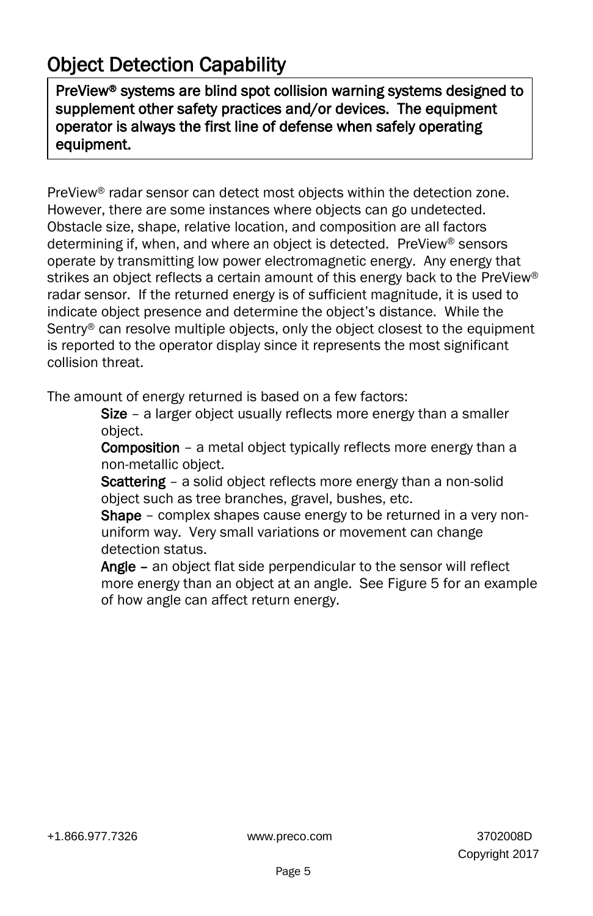# Object Detection Capability

**PreView® systems are blind spot collision warning systems designed to supplement other safety practices and/or devices. The equipment operator is always the first line of defense when safely operating equipment.**

PreView® radar sensor can detect most objects within the detection zone. However, there are some instances where objects can go undetected. Obstacle size, shape, relative location, and composition are all factors determining if, when, and where an object is detected. PreView® sensors operate by transmitting low power electromagnetic energy. Any energy that strikes an object reflects a certain amount of this energy back to the PreView® radar sensor. If the returned energy is of sufficient magnitude, it is used to indicate object presence and determine the object's distance. While the Sentry® can resolve multiple objects, only the object closest to the equipment is reported to the operator display since it represents the most significant collision threat.

The amount of energy returned is based on a few factors:

- **Size** – a larger object usually reflects more energy than a smaller object.
- **Composition** – a metal object typically reflects more energy than a non-metallic object.
- **Scattering** – a solid object reflects more energy than a non-solid object such as tree branches, gravel, bushes, etc.
- **Shape** – complex shapes cause energy to be returned in a very non-uniform way. Very small variations or movement can change detection status.
- **Angle –** an object flat side perpendicular to the sensor will reflect more energy than an object at an angle. See Figure 5 for an example of how angle can affect return energy.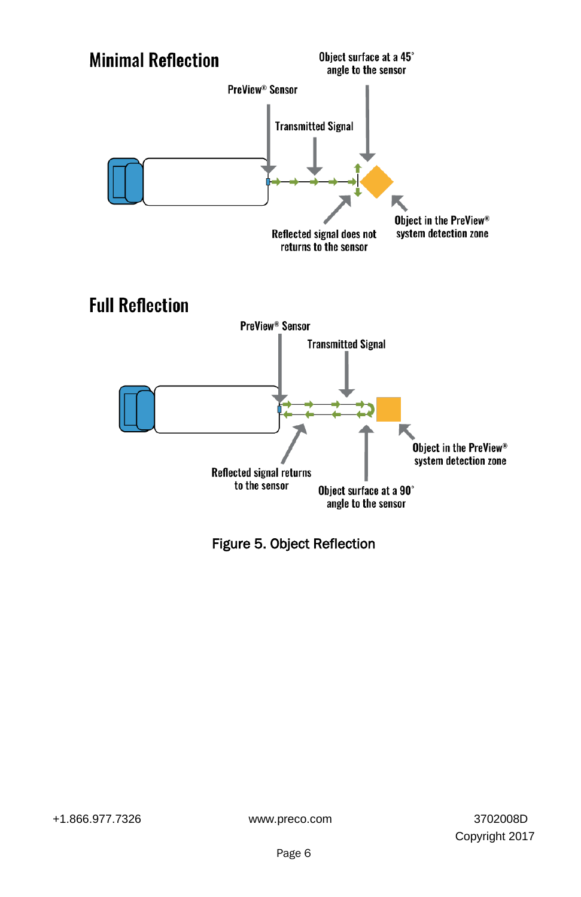## Minimal Reflection

PreView® Sensor

Transmitted Signal

Object surface at a 45° angle to the sensor

Reflected signal does not returns to the sensor

Object in the PreView® system detection zone

## Full Reflection

PreView® Sensor

Transmitted Signal

Reflected signal returns to the sensor

Object surface at a 90° angle to the sensor

Object in the PreView® system detection zone

Figure 5. Object Reflection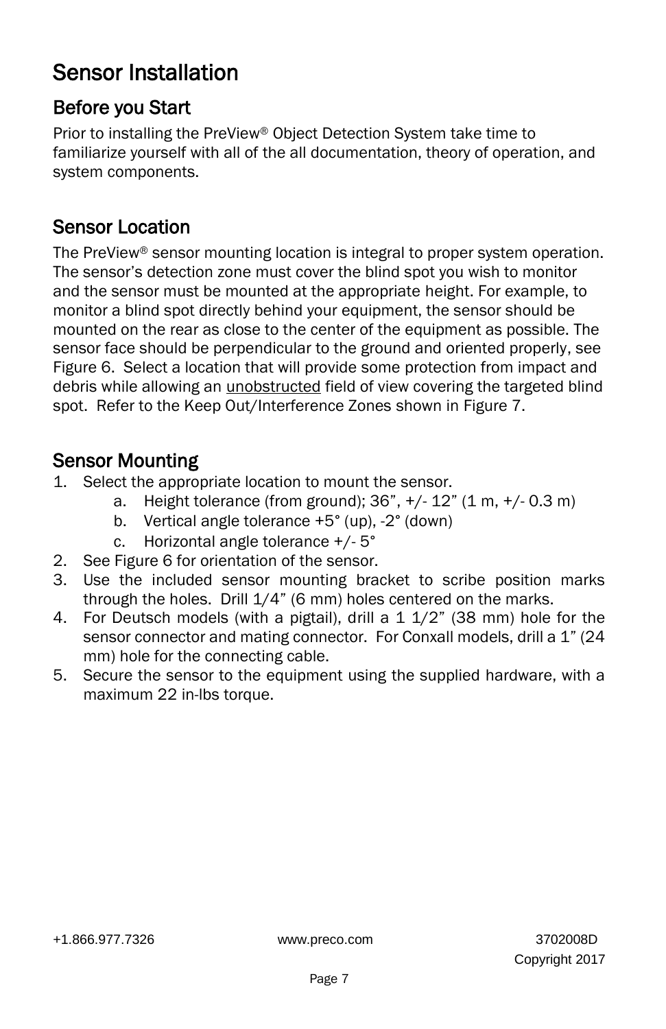# Sensor Installation

## Before you Start

Prior to installing the PreView® Object Detection System take time to familiarize yourself with all of the all documentation, theory of operation, and system components.

## Sensor Location

The PreView® sensor mounting location is integral to proper system operation. The sensor's detection zone must cover the blind spot you wish to monitor and the sensor must be mounted at the appropriate height. For example, to monitor a blind spot directly behind your equipment, the sensor should be mounted on the rear as close to the center of the equipment as possible. The sensor face should be perpendicular to the ground and oriented properly, see Figure 6. Select a location that will provide some protection from impact and debris while allowing an unobstructed field of view covering the targeted blind spot. Refer to the Keep Out/Interference Zones shown in Figure 7.

## Sensor Mounting

1. Select the appropriate location to mount the sensor.
    a. Height tolerance (from ground); 36", +/- 12" (1 m, +/- 0.3 m)
    b. Vertical angle tolerance +5° (up), -2° (down)
    c. Horizontal angle tolerance +/- 5°
2. See Figure 6 for orientation of the sensor.
3. Use the included sensor mounting bracket to scribe position marks through the holes. Drill 1/4" (6 mm) holes centered on the marks.
4. For Deutsch models (with a pigtail), drill a 1 1/2" (38 mm) hole for the sensor connector and mating connector. For Conxall models, drill a 1" (24 mm) hole for the connecting cable.
5. Secure the sensor to the equipment using the supplied hardware, with a maximum 22 in-lbs torque.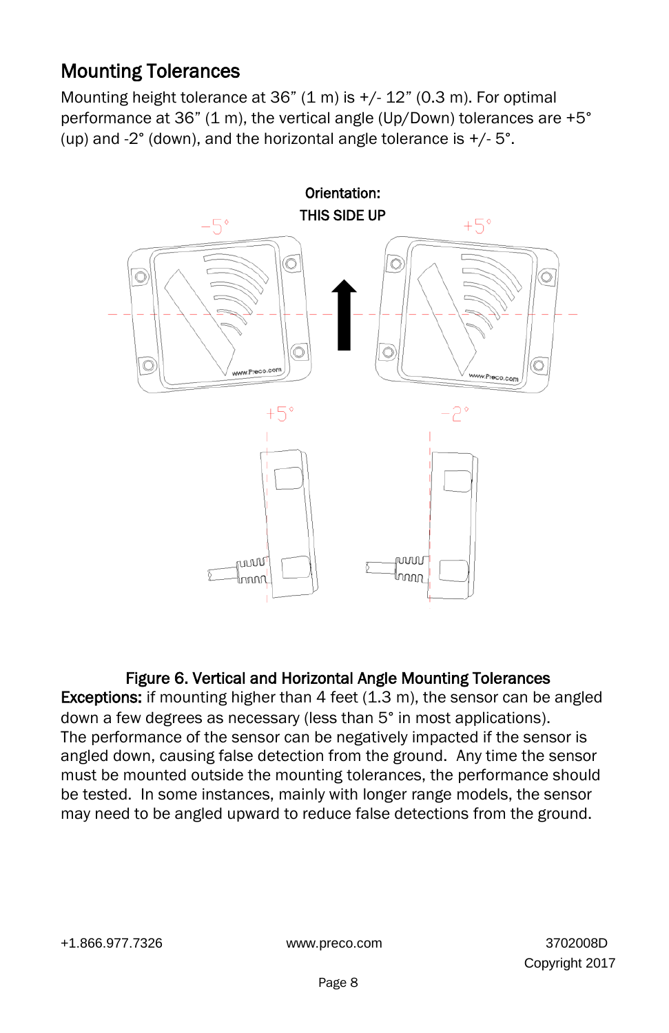## Mounting Tolerances

Mounting height tolerance at 36" (1 m) is +/- 12" (0.3 m). For optimal performance at 36" (1 m), the vertical angle (Up/Down) tolerances are +5° (up) and -2° (down), and the horizontal angle tolerance is +/- 5°.

**Figure 6. Vertical and Horizontal Angle Mounting Tolerances**

**Exceptions:** if mounting higher than 4 feet (1.3 m), the sensor can be angled down a few degrees as necessary (less than 5° in most applications). The performance of the sensor can be negatively impacted if the sensor is angled down, causing false detection from the ground. Any time the sensor must be mounted outside the mounting tolerances, the performance should be tested. In some instances, mainly with longer range models, the sensor may need to be angled upward to reduce false detections from the ground.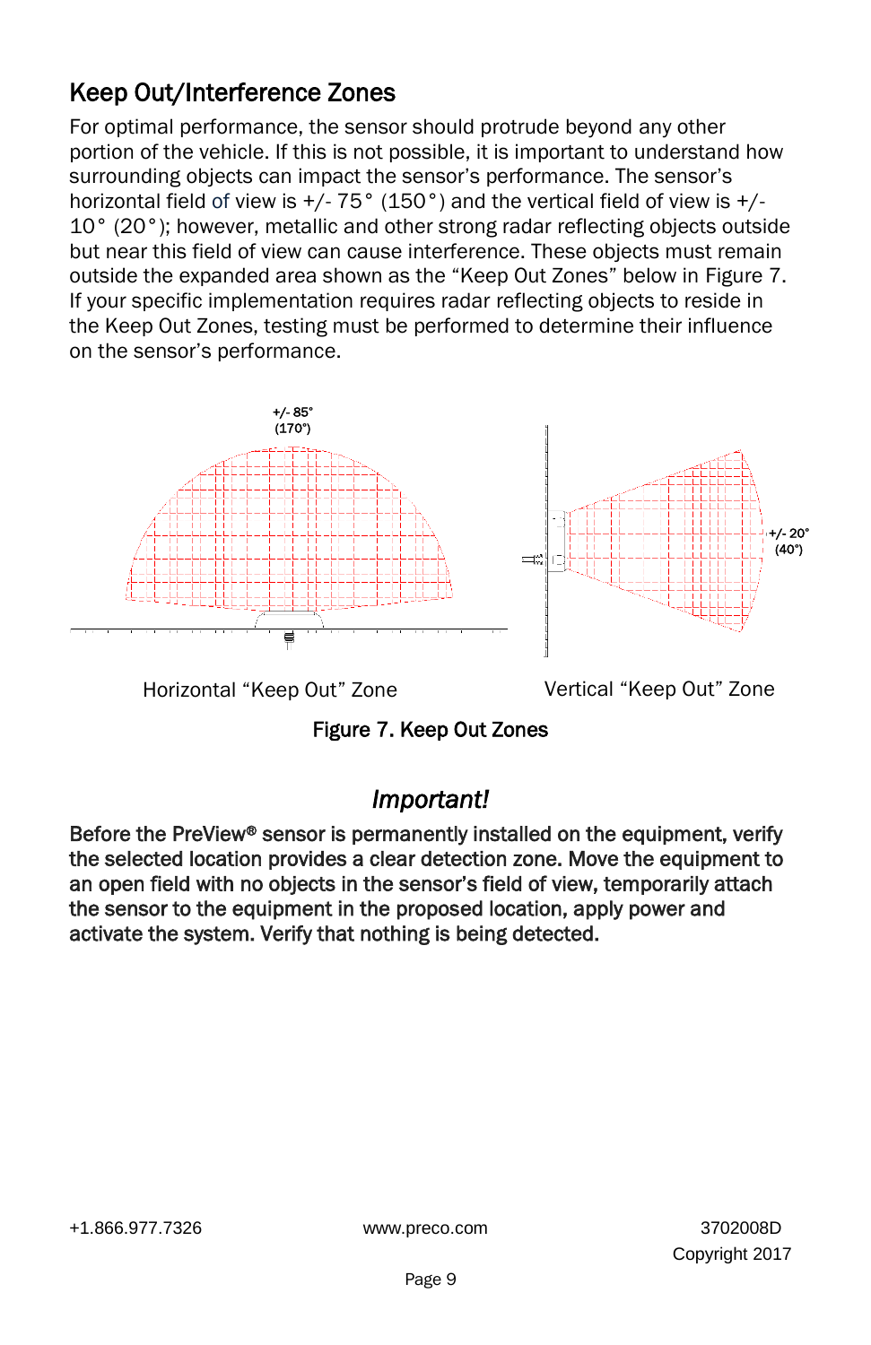## Keep Out/Interference Zones

For optimal performance, the sensor should protrude beyond any other portion of the vehicle. If this is not possible, it is important to understand how surrounding objects can impact the sensor's performance. The sensor's horizontal field of view is +/- 75° (150°) and the vertical field of view is +/- 10° (20°); however, metallic and other strong radar reflecting objects outside but near this field of view can cause interference. These objects must remain outside the expanded area shown as the "Keep Out Zones" below in Figure 7. If your specific implementation requires radar reflecting objects to reside in the Keep Out Zones, testing must be performed to determine their influence on the sensor's performance.

+/- 85° (170°)

+/- 20° (40°)

Horizontal "Keep Out" Zone

Vertical "Keep Out" Zone

**Figure 7. Keep Out Zones**

### *Important!*

**Before the PreView® sensor is permanently installed on the equipment, verify the selected location provides a clear detection zone. Move the equipment to an open field with no objects in the sensor's field of view, temporarily attach the sensor to the equipment in the proposed location, apply power and activate the system. Verify that nothing is being detected.**

+1.866.977.7326 www.preco.com 3702008D Copyright 2017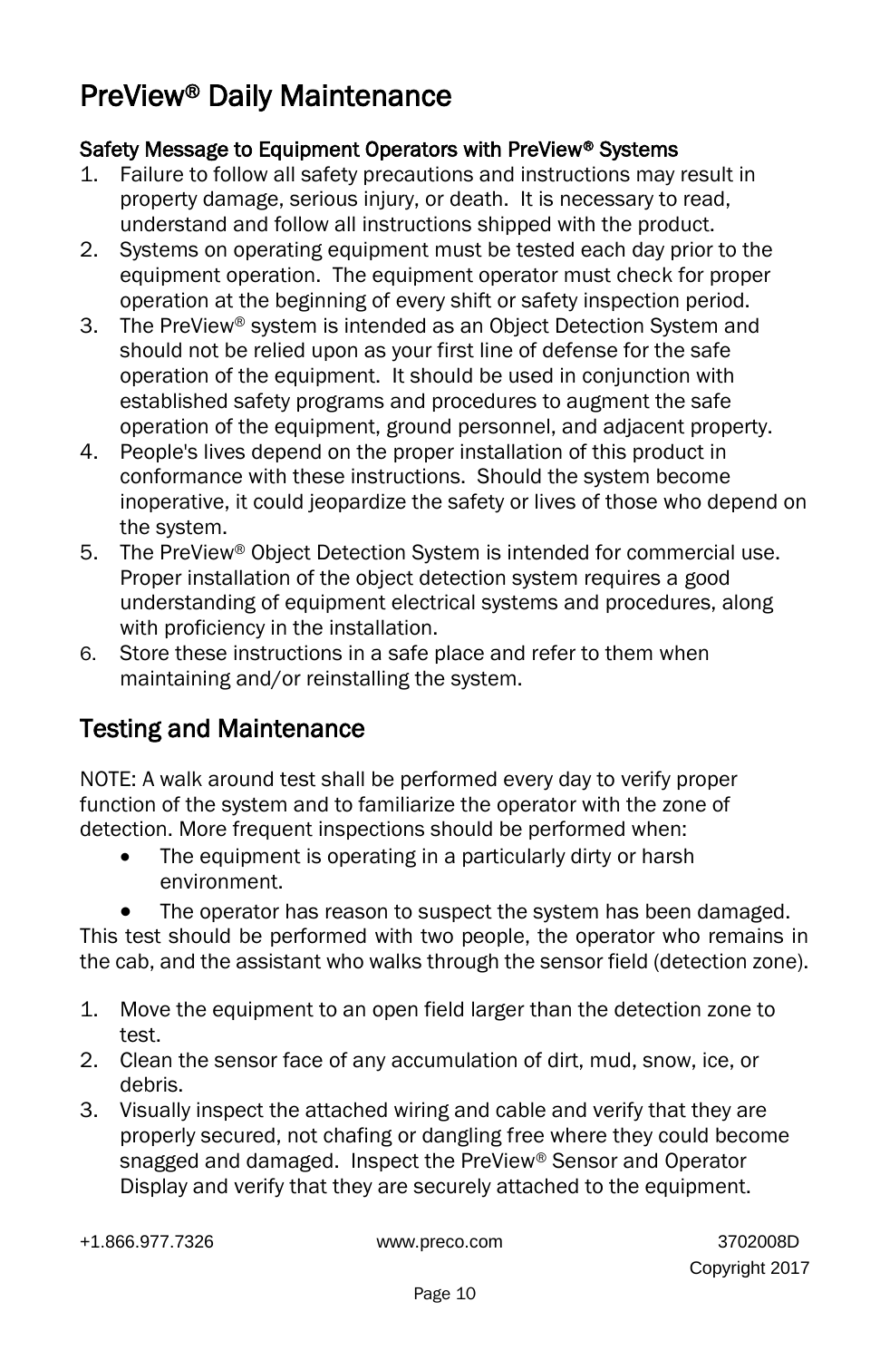# PreView® Daily Maintenance

### Safety Message to Equipment Operators with PreView® Systems

1. Failure to follow all safety precautions and instructions may result in property damage, serious injury, or death. It is necessary to read, understand and follow all instructions shipped with the product.
2. Systems on operating equipment must be tested each day prior to the equipment operation. The equipment operator must check for proper operation at the beginning of every shift or safety inspection period.
3. The PreView® system is intended as an Object Detection System and should not be relied upon as your first line of defense for the safe operation of the equipment. It should be used in conjunction with established safety programs and procedures to augment the safe operation of the equipment, ground personnel, and adjacent property.
4. People's lives depend on the proper installation of this product in conformance with these instructions. Should the system become inoperative, it could jeopardize the safety or lives of those who depend on the system.
5. The PreView® Object Detection System is intended for commercial use. Proper installation of the object detection system requires a good understanding of equipment electrical systems and procedures, along with proficiency in the installation.
6. Store these instructions in a safe place and refer to them when maintaining and/or reinstalling the system.

## Testing and Maintenance

NOTE: A walk around test shall be performed every day to verify proper function of the system and to familiarize the operator with the zone of detection. More frequent inspections should be performed when:

- The equipment is operating in a particularly dirty or harsh environment.
- The operator has reason to suspect the system has been damaged.

This test should be performed with two people, the operator who remains in the cab, and the assistant who walks through the sensor field (detection zone).

1. Move the equipment to an open field larger than the detection zone to test.
2. Clean the sensor face of any accumulation of dirt, mud, snow, ice, or debris.
3. Visually inspect the attached wiring and cable and verify that they are properly secured, not chafing or dangling free where they could become snagged and damaged. Inspect the PreView® Sensor and Operator Display and verify that they are securely attached to the equipment.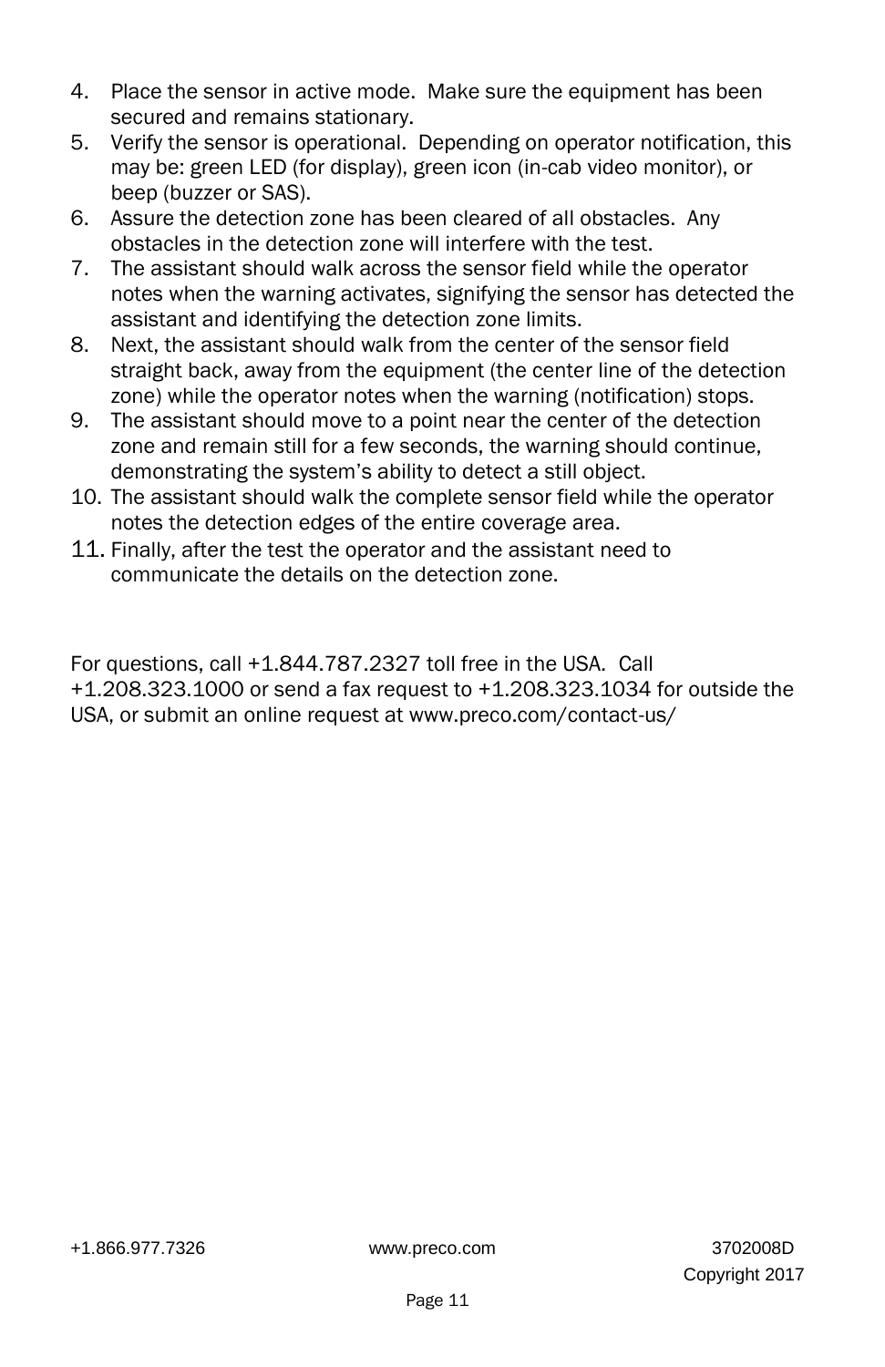4. Place the sensor in active mode. Make sure the equipment has been secured and remains stationary.
5. Verify the sensor is operational. Depending on operator notification, this may be: green LED (for display), green icon (in-cab video monitor), or beep (buzzer or SAS).
6. Assure the detection zone has been cleared of all obstacles. Any obstacles in the detection zone will interfere with the test.
7. The assistant should walk across the sensor field while the operator notes when the warning activates, signifying the sensor has detected the assistant and identifying the detection zone limits.
8. Next, the assistant should walk from the center of the sensor field straight back, away from the equipment (the center line of the detection zone) while the operator notes when the warning (notification) stops.
9. The assistant should move to a point near the center of the detection zone and remain still for a few seconds, the warning should continue, demonstrating the system's ability to detect a still object.
10. The assistant should walk the complete sensor field while the operator notes the detection edges of the entire coverage area.
11. Finally, after the test the operator and the assistant need to communicate the details on the detection zone.

For questions, call +1.844.787.2327 toll free in the USA. Call +1.208.323.1000 or send a fax request to +1.208.323.1034 for outside the USA, or submit an online request at www.preco.com/contact-us/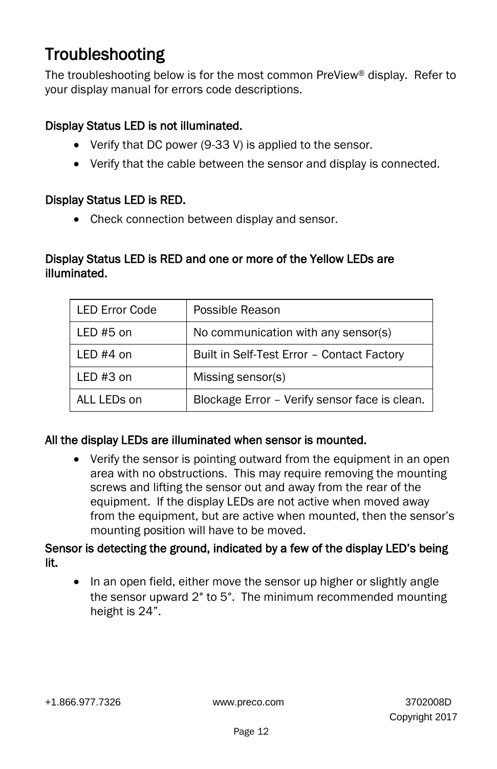# Troubleshooting

The troubleshooting below is for the most common PreView® display. Refer to your display manual for errors code descriptions.

### Display Status LED is not illuminated.

- Verify that DC power (9-33 V) is applied to the sensor.
- Verify that the cable between the sensor and display is connected.

### Display Status LED is RED.

- Check connection between display and sensor.

### Display Status LED is RED and one or more of the Yellow LEDs are illuminated.

| LED Error Code | Possible Reason |
|---|---|
| LED #5 on | No communication with any sensor(s) |
| LED #4 on | Built in Self-Test Error – Contact Factory |
| LED #3 on | Missing sensor(s) |
| ALL LEDs on | Blockage Error – Verify sensor face is clean. |

### All the display LEDs are illuminated when sensor is mounted.

- Verify the sensor is pointing outward from the equipment in an open area with no obstructions. This may require removing the mounting screws and lifting the sensor out and away from the rear of the equipment. If the display LEDs are not active when moved away from the equipment, but are active when mounted, then the sensor's mounting position will have to be moved.

### Sensor is detecting the ground, indicated by a few of the display LED's being lit.

- In an open field, either move the sensor up higher or slightly angle the sensor upward 2° to 5°. The minimum recommended mounting height is 24".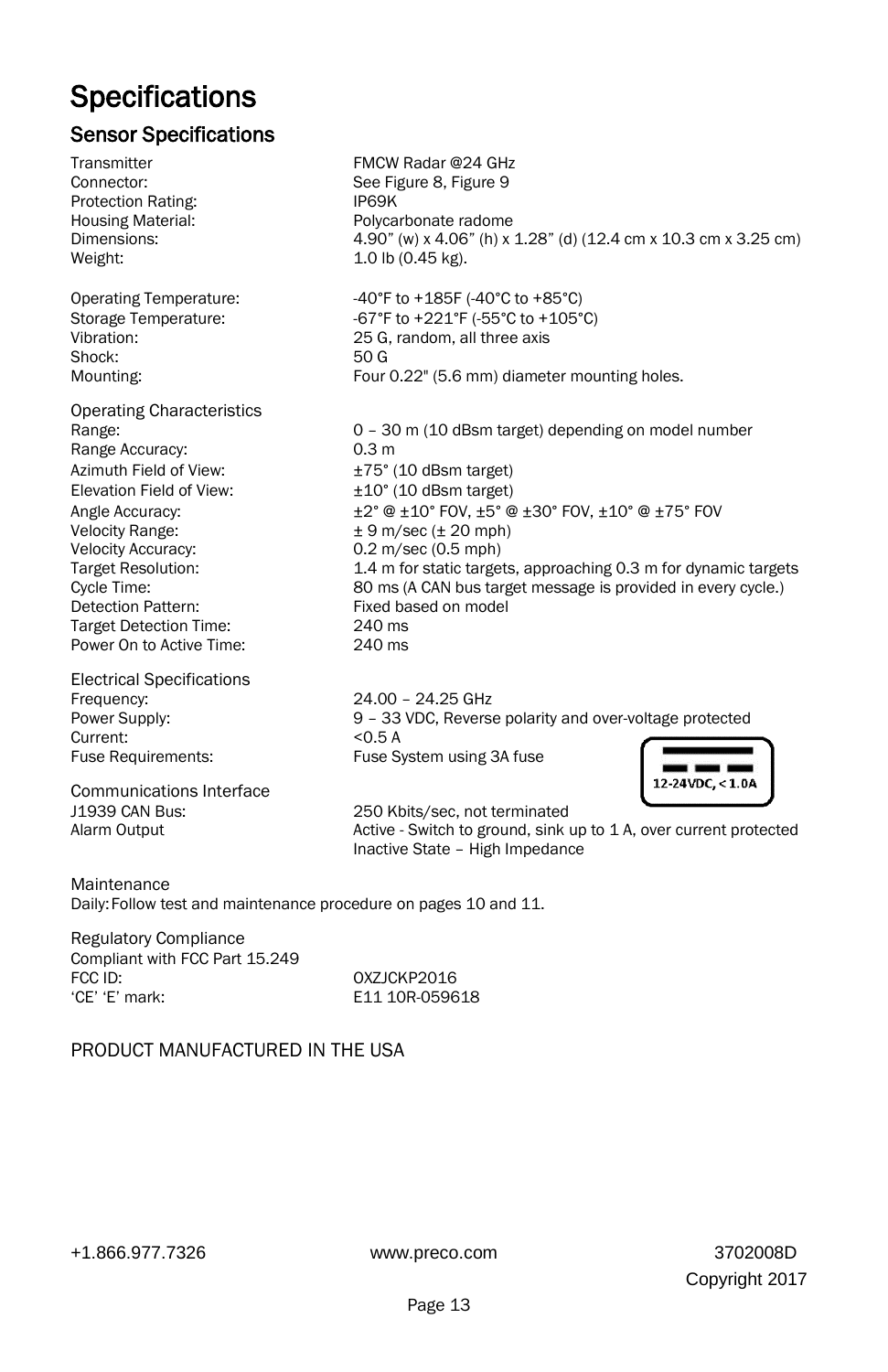# Specifications

## Sensor Specifications

| | |
|---|---|
| Transmitter | FMCW Radar @24 GHz |
| Connector: | See Figure 8, Figure 9 |
| Protection Rating: | IP69K |
| Housing Material: | Polycarbonate radome |
| Dimensions: | 4.90" (w) x 4.06" (h) x 1.28" (d) (12.4 cm x 10.3 cm x 3.25 cm) |
| Weight: | 1.0 lb (0.45 kg). |
| Operating Temperature: | -40°F to +185F (-40°C to +85°C) |
| Storage Temperature: | -67°F to +221°F (-55°C to +105°C) |
| Vibration: | 25 G, random, all three axis |
| Shock: | 50 G |
| Mounting: | Four 0.22" (5.6 mm) diameter mounting holes. |

Operating Characteristics

| | |
|---|---|
| Range: | 0 – 30 m (10 dBsm target) depending on model number |
| Range Accuracy: | 0.3 m |
| Azimuth Field of View: | ±75° (10 dBsm target) |
| Elevation Field of View: | ±10° (10 dBsm target) |
| Angle Accuracy: | ±2° @ ±10° FOV, ±5° @ ±30° FOV, ±10° @ ±75° FOV |
| Velocity Range: | ± 9 m/sec (± 20 mph) |
| Velocity Accuracy: | 0.2 m/sec (0.5 mph) |
| Target Resolution: | 1.4 m for static targets, approaching 0.3 m for dynamic targets |
| Cycle Time: | 80 ms (A CAN bus target message is provided in every cycle.) |
| Detection Pattern: | Fixed based on model |
| Target Detection Time: | 240 ms |
| Power On to Active Time: | 240 ms |

Electrical Specifications

| | |
|---|---|
| Frequency: | 24.00 – 24.25 GHz |
| Power Supply: | 9 – 33 VDC, Reverse polarity and over-voltage protected |
| Current: | <0.5 A |
| Fuse Requirements: | Fuse System using 3A fuse |

12-24VDC, < 1.0A

Communications Interface

| | |
|---|---|
| J1939 CAN Bus: | 250 Kbits/sec, not terminated |
| Alarm Output | Active - Switch to ground, sink up to 1 A, over current protected<br>Inactive State – High Impedance |

Maintenance

Daily: Follow test and maintenance procedure on pages 10 and 11.

Regulatory Compliance

Compliant with FCC Part 15.249

| | |
|---|---|
| FCC ID: | OXZJCKP2016 |
| 'CE' 'E' mark: | E11 10R-059618 |

PRODUCT MANUFACTURED IN THE USA

+1.866.977.7326 www.preco.com 3702008D

Copyright 2017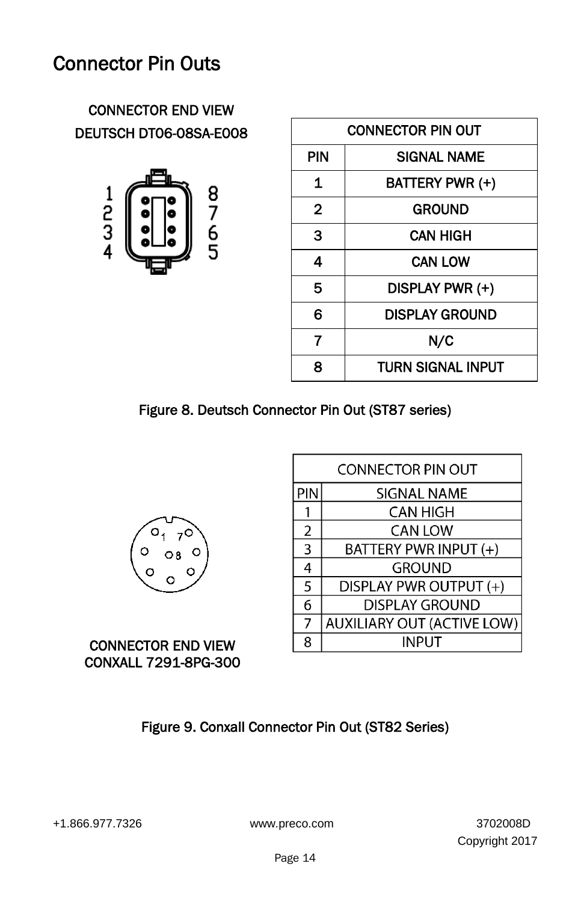# Connector Pin Outs

CONNECTOR END VIEW
DEUTSCH DT06-08SA-E008

| CONNECTOR PIN OUT | |
|---|---|
| PIN | SIGNAL NAME |
| 1 | BATTERY PWR (+) |
| 2 | GROUND |
| 3 | CAN HIGH |
| 4 | CAN LOW |
| 5 | DISPLAY PWR (+) |
| 6 | DISPLAY GROUND |
| 7 | N/C |
| 8 | TURN SIGNAL INPUT |

Figure 8. Deutsch Connector Pin Out (ST87 series)

| CONNECTOR PIN OUT | |
|---|---|
| PIN | SIGNAL NAME |
| 1 | CAN HIGH |
| 2 | CAN LOW |
| 3 | BATTERY PWR INPUT (+) |
| 4 | GROUND |
| 5 | DISPLAY PWR OUTPUT (+) |
| 6 | DISPLAY GROUND |
| 7 | AUXILIARY OUT (ACTIVE LOW) |
| 8 | INPUT |

CONNECTOR END VIEW
CONXALL 7291-8PG-300

Figure 9. Conxall Connector Pin Out (ST82 Series)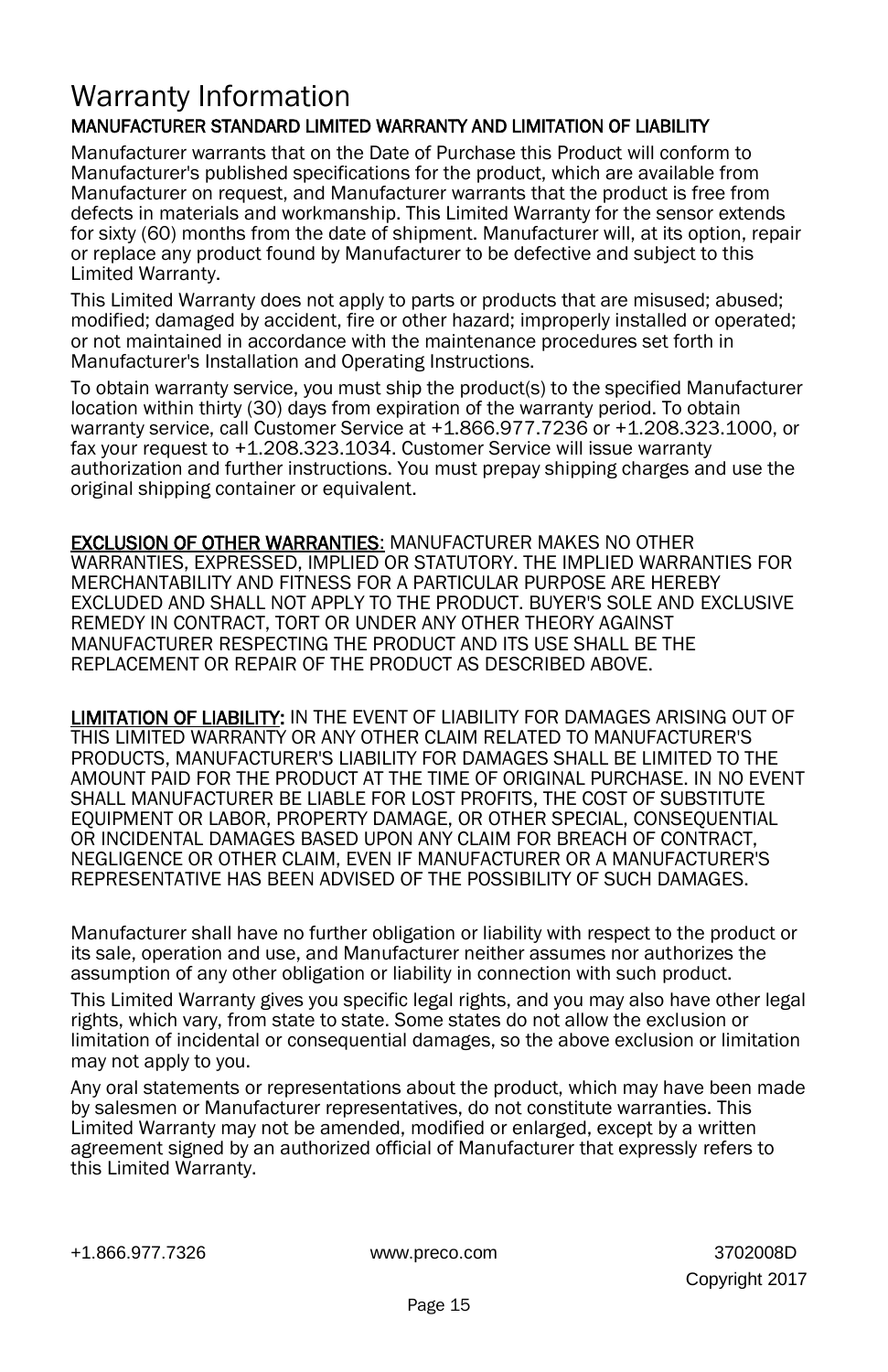# Warranty Information

## MANUFACTURER STANDARD LIMITED WARRANTY AND LIMITATION OF LIABILITY

Manufacturer warrants that on the Date of Purchase this Product will conform to Manufacturer's published specifications for the product, which are available from Manufacturer on request, and Manufacturer warrants that the product is free from defects in materials and workmanship. This Limited Warranty for the sensor extends for sixty (60) months from the date of shipment. Manufacturer will, at its option, repair or replace any product found by Manufacturer to be defective and subject to this Limited Warranty.

This Limited Warranty does not apply to parts or products that are misused; abused; modified; damaged by accident, fire or other hazard; improperly installed or operated; or not maintained in accordance with the maintenance procedures set forth in Manufacturer's Installation and Operating Instructions.

To obtain warranty service, you must ship the product(s) to the specified Manufacturer location within thirty (30) days from expiration of the warranty period. To obtain warranty service, call Customer Service at +1.866.977.7236 or +1.208.323.1000, or fax your request to +1.208.323.1034. Customer Service will issue warranty authorization and further instructions. You must prepay shipping charges and use the original shipping container or equivalent.

**EXCLUSION OF OTHER WARRANTIES:** MANUFACTURER MAKES NO OTHER WARRANTIES, EXPRESSED, IMPLIED OR STATUTORY. THE IMPLIED WARRANTIES FOR MERCHANTABILITY AND FITNESS FOR A PARTICULAR PURPOSE ARE HEREBY EXCLUDED AND SHALL NOT APPLY TO THE PRODUCT. BUYER'S SOLE AND EXCLUSIVE REMEDY IN CONTRACT, TORT OR UNDER ANY OTHER THEORY AGAINST MANUFACTURER RESPECTING THE PRODUCT AND ITS USE SHALL BE THE REPLACEMENT OR REPAIR OF THE PRODUCT AS DESCRIBED ABOVE.

**LIMITATION OF LIABILITY:** IN THE EVENT OF LIABILITY FOR DAMAGES ARISING OUT OF THIS LIMITED WARRANTY OR ANY OTHER CLAIM RELATED TO MANUFACTURER'S PRODUCTS, MANUFACTURER'S LIABILITY FOR DAMAGES SHALL BE LIMITED TO THE AMOUNT PAID FOR THE PRODUCT AT THE TIME OF ORIGINAL PURCHASE. IN NO EVENT SHALL MANUFACTURER BE LIABLE FOR LOST PROFITS, THE COST OF SUBSTITUTE EQUIPMENT OR LABOR, PROPERTY DAMAGE, OR OTHER SPECIAL, CONSEQUENTIAL OR INCIDENTAL DAMAGES BASED UPON ANY CLAIM FOR BREACH OF CONTRACT, NEGLIGENCE OR OTHER CLAIM, EVEN IF MANUFACTURER OR A MANUFACTURER'S REPRESENTATIVE HAS BEEN ADVISED OF THE POSSIBILITY OF SUCH DAMAGES.

Manufacturer shall have no further obligation or liability with respect to the product or its sale, operation and use, and Manufacturer neither assumes nor authorizes the assumption of any other obligation or liability in connection with such product.

This Limited Warranty gives you specific legal rights, and you may also have other legal rights, which vary, from state to state. Some states do not allow the exclusion or limitation of incidental or consequential damages, so the above exclusion or limitation may not apply to you.

Any oral statements or representations about the product, which may have been made by salesmen or Manufacturer representatives, do not constitute warranties. This Limited Warranty may not be amended, modified or enlarged, except by a written agreement signed by an authorized official of Manufacturer that expressly refers to this Limited Warranty.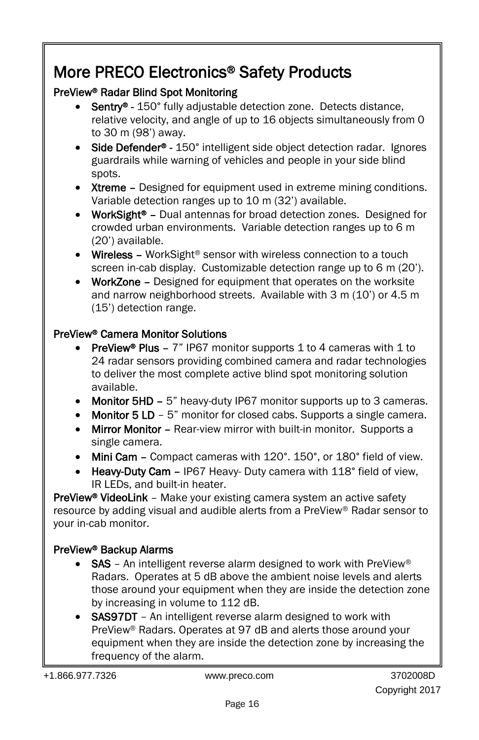# More PRECO Electronics® Safety Products

**PreView® Radar Blind Spot Monitoring**

- **Sentry®** - 150° fully adjustable detection zone. Detects distance, relative velocity, and angle of up to 16 objects simultaneously from 0 to 30 m (98') away.
- **Side Defender®** - 150° intelligent side object detection radar. Ignores guardrails while warning of vehicles and people in your side blind spots.
- **Xtreme** – Designed for equipment used in extreme mining conditions. Variable detection ranges up to 10 m (32') available.
- **WorkSight®** – Dual antennas for broad detection zones. Designed for crowded urban environments. Variable detection ranges up to 6 m (20') available.
- **Wireless** – WorkSight® sensor with wireless connection to a touch screen in-cab display. Customizable detection range up to 6 m (20').
- **WorkZone** – Designed for equipment that operates on the worksite and narrow neighborhood streets. Available with 3 m (10') or 4.5 m (15') detection range.

**PreView® Camera Monitor Solutions**

- **PreView® Plus** – 7" IP67 monitor supports 1 to 4 cameras with 1 to 24 radar sensors providing combined camera and radar technologies to deliver the most complete active blind spot monitoring solution available.
- **Monitor 5HD** – 5" heavy-duty IP67 monitor supports up to 3 cameras.
- **Monitor 5 LD** – 5" monitor for closed cabs. Supports a single camera.
- **Mirror Monitor** – Rear-view mirror with built-in monitor. Supports a single camera.
- **Mini Cam** – Compact cameras with 120°. 150°, or 180° field of view.
- **Heavy-Duty Cam** – IP67 Heavy- Duty camera with 118° field of view, IR LEDs, and built-in heater.

**PreView® VideoLink** – Make your existing camera system an active safety resource by adding visual and audible alerts from a PreView® Radar sensor to your in-cab monitor.

**PreView® Backup Alarms**

- **SAS** – An intelligent reverse alarm designed to work with PreView® Radars. Operates at 5 dB above the ambient noise levels and alerts those around your equipment when they are inside the detection zone by increasing in volume to 112 dB.
- **SAS97DT** – An intelligent reverse alarm designed to work with PreView® Radars. Operates at 97 dB and alerts those around your equipment when they are inside the detection zone by increasing the frequency of the alarm.

+1.866.977.7326 www.preco.com 3702008D Copyright 2017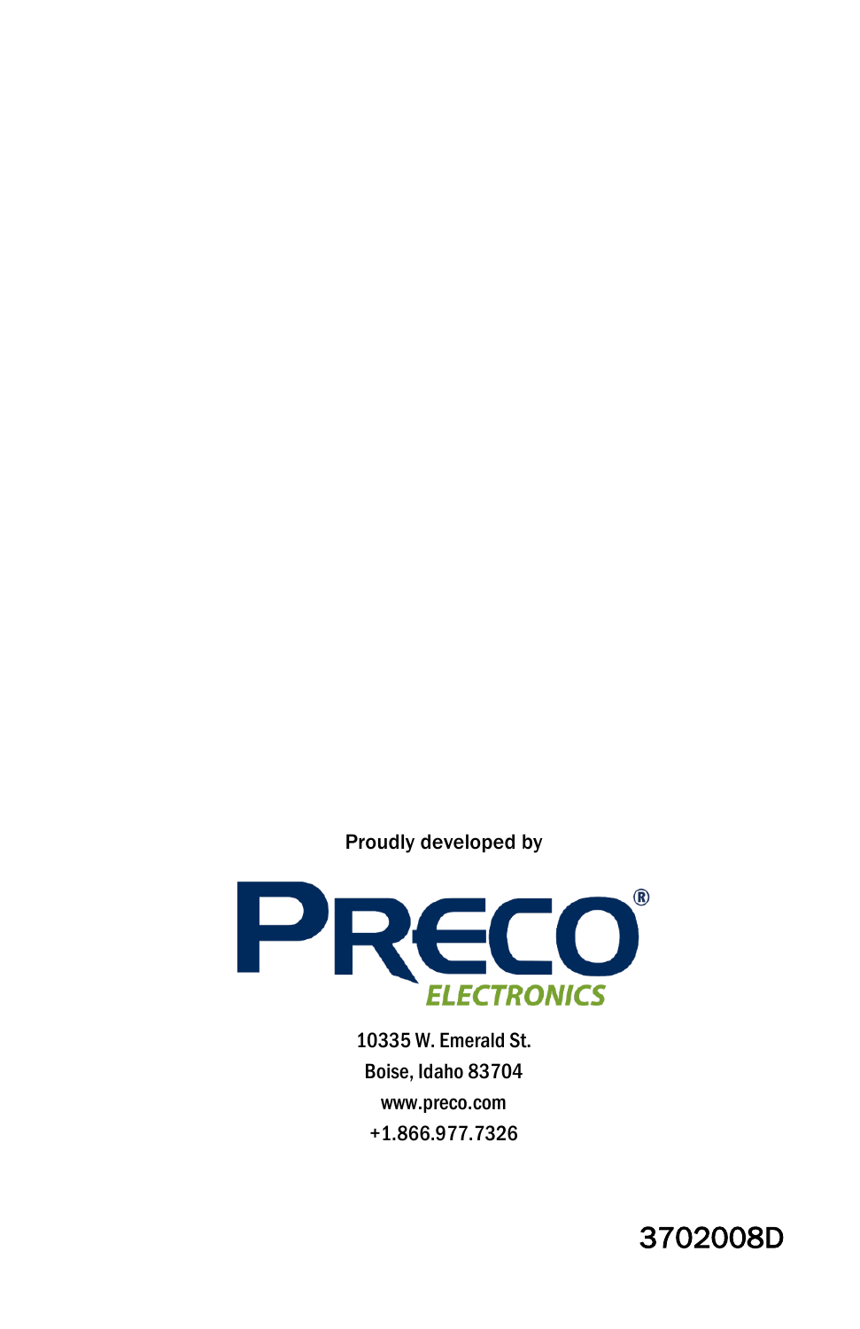Proudly developed by

PRECO® ELECTRONICS

10335 W. Emerald St.
Boise, Idaho 83704
www.preco.com
+1.866.977.7326

3702008D